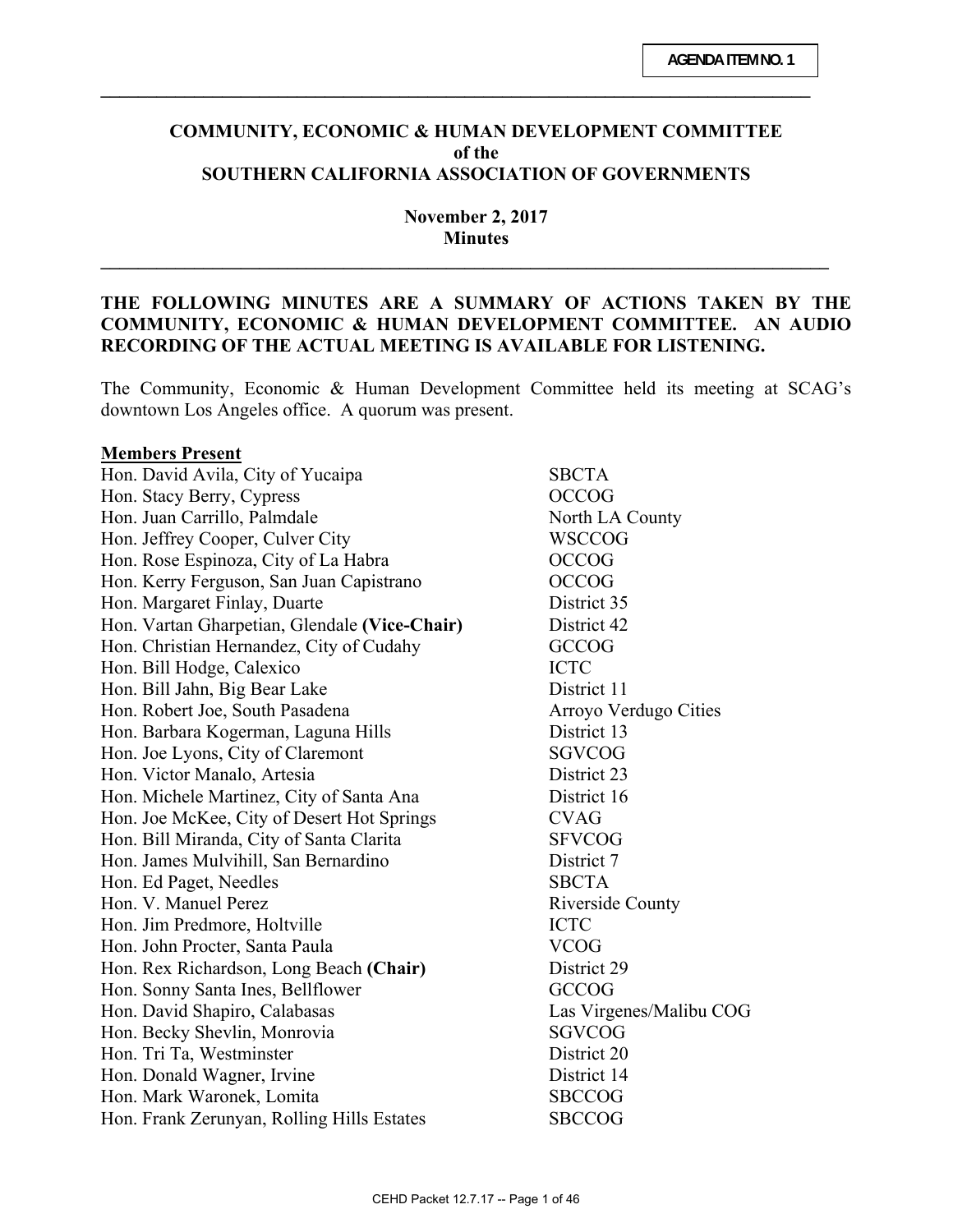AGENDA ITEM NO. 1

## COMMUNITY, ECONOMIC & HUMAN DEVELOPMENT COMMITTEE
## of the
## SOUTHERN CALIFORNIA ASSOCIATION OF GOVERNMENTS

**November 2, 2017**
**Minutes**

**THE FOLLOWING MINUTES ARE A SUMMARY OF ACTIONS TAKEN BY THE COMMUNITY, ECONOMIC & HUMAN DEVELOPMENT COMMITTEE. AN AUDIO RECORDING OF THE ACTUAL MEETING IS AVAILABLE FOR LISTENING.**

The Community, Economic & Human Development Committee held its meeting at SCAG's downtown Los Angeles office. A quorum was present.

**Members Present**

| | |
|---|---|
| Hon. David Avila, City of Yucaipa | SBCTA |
| Hon. Stacy Berry, Cypress | OCCOG |
| Hon. Juan Carrillo, Palmdale | North LA County |
| Hon. Jeffrey Cooper, Culver City | WSCCOG |
| Hon. Rose Espinoza, City of La Habra | OCCOG |
| Hon. Kerry Ferguson, San Juan Capistrano | OCCOG |
| Hon. Margaret Finlay, Duarte | District 35 |
| Hon. Vartan Gharpetian, Glendale **(Vice-Chair)** | District 42 |
| Hon. Christian Hernandez, City of Cudahy | GCCOG |
| Hon. Bill Hodge, Calexico | ICTC |
| Hon. Bill Jahn, Big Bear Lake | District 11 |
| Hon. Robert Joe, South Pasadena | Arroyo Verdugo Cities |
| Hon. Barbara Kogerman, Laguna Hills | District 13 |
| Hon. Joe Lyons, City of Claremont | SGVCOG |
| Hon. Victor Manalo, Artesia | District 23 |
| Hon. Michele Martinez, City of Santa Ana | District 16 |
| Hon. Joe McKee, City of Desert Hot Springs | CVAG |
| Hon. Bill Miranda, City of Santa Clarita | SFVCOG |
| Hon. James Mulvihill, San Bernardino | District 7 |
| Hon. Ed Paget, Needles | SBCTA |
| Hon. V. Manuel Perez | Riverside County |
| Hon. Jim Predmore, Holtville | ICTC |
| Hon. John Procter, Santa Paula | VCOG |
| Hon. Rex Richardson, Long Beach **(Chair)** | District 29 |
| Hon. Sonny Santa Ines, Bellflower | GCCOG |
| Hon. David Shapiro, Calabasas | Las Virgenes/Malibu COG |
| Hon. Becky Shevlin, Monrovia | SGVCOG |
| Hon. Tri Ta, Westminster | District 20 |
| Hon. Donald Wagner, Irvine | District 14 |
| Hon. Mark Waronek, Lomita | SBCCOG |
| Hon. Frank Zerunyan, Rolling Hills Estates | SBCCOG |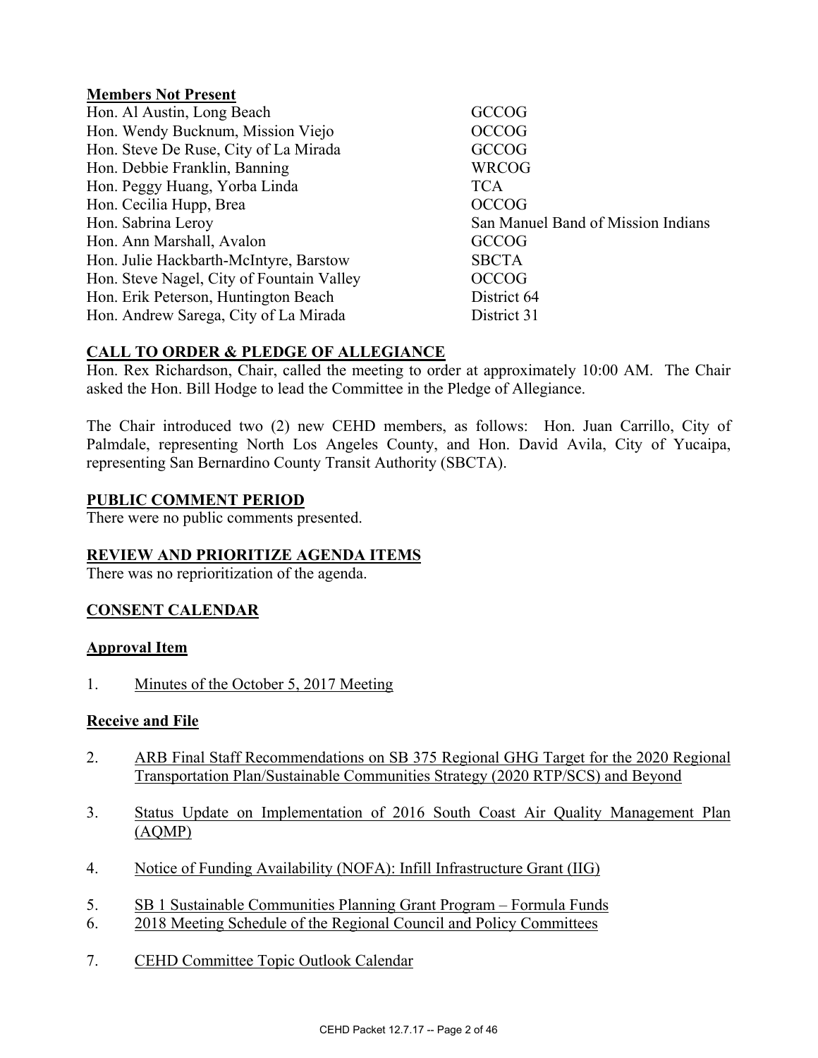**Members Not Present**

| | |
|---|---|
| Hon. Al Austin, Long Beach | GCCOG |
| Hon. Wendy Bucknum, Mission Viejo | OCCOG |
| Hon. Steve De Ruse, City of La Mirada | GCCOG |
| Hon. Debbie Franklin, Banning | WRCOG |
| Hon. Peggy Huang, Yorba Linda | TCA |
| Hon. Cecilia Hupp, Brea | OCCOG |
| Hon. Sabrina Leroy | San Manuel Band of Mission Indians |
| Hon. Ann Marshall, Avalon | GCCOG |
| Hon. Julie Hackbarth-McIntyre, Barstow | SBCTA |
| Hon. Steve Nagel, City of Fountain Valley | OCCOG |
| Hon. Erik Peterson, Huntington Beach | District 64 |
| Hon. Andrew Sarega, City of La Mirada | District 31 |

**CALL TO ORDER & PLEDGE OF ALLEGIANCE**

Hon. Rex Richardson, Chair, called the meeting to order at approximately 10:00 AM. The Chair asked the Hon. Bill Hodge to lead the Committee in the Pledge of Allegiance.

The Chair introduced two (2) new CEHD members, as follows: Hon. Juan Carrillo, City of Palmdale, representing North Los Angeles County, and Hon. David Avila, City of Yucaipa, representing San Bernardino County Transit Authority (SBCTA).

**PUBLIC COMMENT PERIOD**

There were no public comments presented.

**REVIEW AND PRIORITIZE AGENDA ITEMS**

There was no reprioritization of the agenda.

**CONSENT CALENDAR**

**Approval Item**

1. Minutes of the October 5, 2017 Meeting

**Receive and File**

2. ARB Final Staff Recommendations on SB 375 Regional GHG Target for the 2020 Regional Transportation Plan/Sustainable Communities Strategy (2020 RTP/SCS) and Beyond

3. Status Update on Implementation of 2016 South Coast Air Quality Management Plan (AQMP)

4. Notice of Funding Availability (NOFA): Infill Infrastructure Grant (IIG)

5. SB 1 Sustainable Communities Planning Grant Program – Formula Funds
6. 2018 Meeting Schedule of the Regional Council and Policy Committees

7. CEHD Committee Topic Outlook Calendar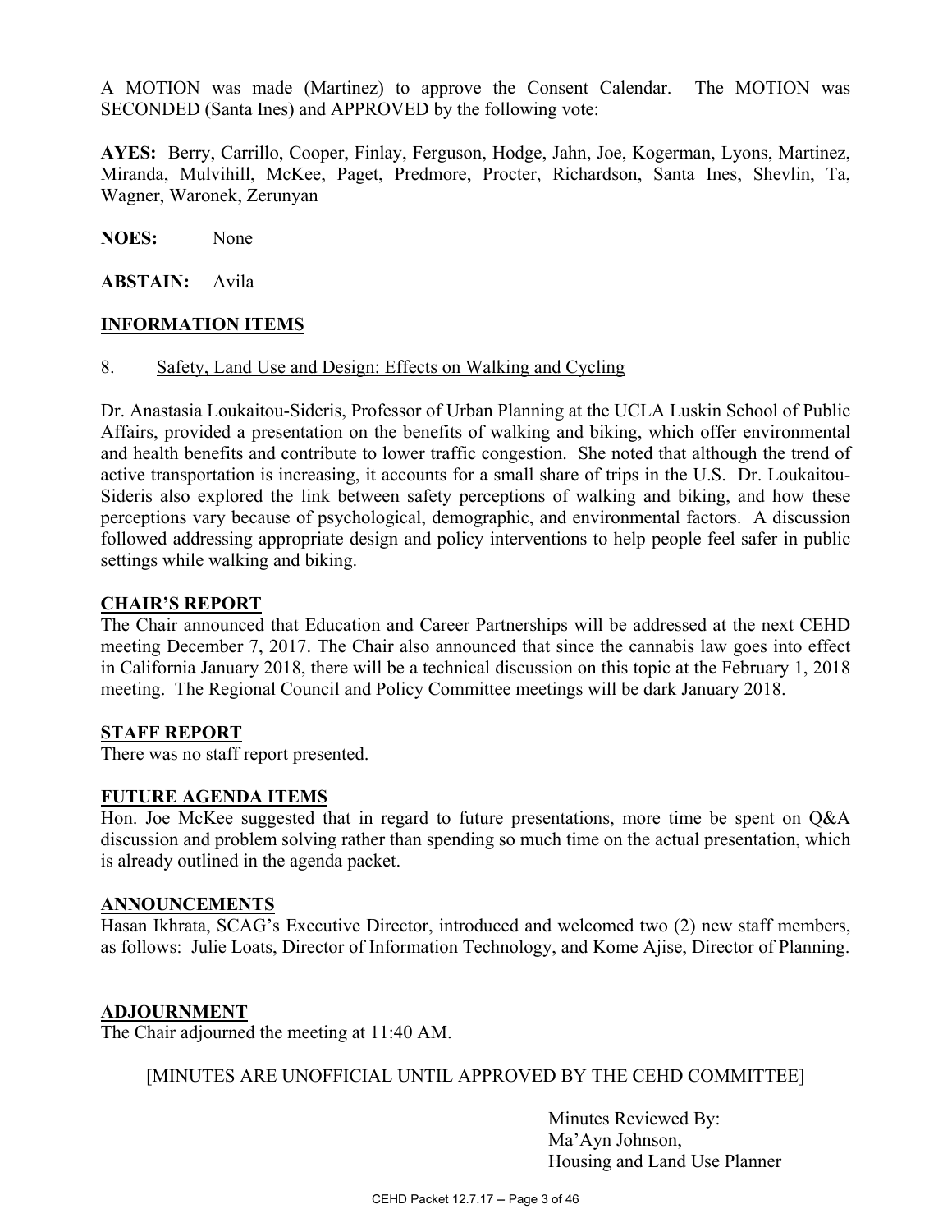A MOTION was made (Martinez) to approve the Consent Calendar. The MOTION was SECONDED (Santa Ines) and APPROVED by the following vote:

**AYES:** Berry, Carrillo, Cooper, Finlay, Ferguson, Hodge, Jahn, Joe, Kogerman, Lyons, Martinez, Miranda, Mulvihill, McKee, Paget, Predmore, Procter, Richardson, Santa Ines, Shevlin, Ta, Wagner, Waronek, Zerunyan

**NOES:** None

**ABSTAIN:** Avila

## INFORMATION ITEMS

8. Safety, Land Use and Design: Effects on Walking and Cycling

Dr. Anastasia Loukaitou-Sideris, Professor of Urban Planning at the UCLA Luskin School of Public Affairs, provided a presentation on the benefits of walking and biking, which offer environmental and health benefits and contribute to lower traffic congestion. She noted that although the trend of active transportation is increasing, it accounts for a small share of trips in the U.S. Dr. Loukaitou-Sideris also explored the link between safety perceptions of walking and biking, and how these perceptions vary because of psychological, demographic, and environmental factors. A discussion followed addressing appropriate design and policy interventions to help people feel safer in public settings while walking and biking.

## CHAIR'S REPORT

The Chair announced that Education and Career Partnerships will be addressed at the next CEHD meeting December 7, 2017. The Chair also announced that since the cannabis law goes into effect in California January 2018, there will be a technical discussion on this topic at the February 1, 2018 meeting. The Regional Council and Policy Committee meetings will be dark January 2018.

## STAFF REPORT

There was no staff report presented.

## FUTURE AGENDA ITEMS

Hon. Joe McKee suggested that in regard to future presentations, more time be spent on Q&A discussion and problem solving rather than spending so much time on the actual presentation, which is already outlined in the agenda packet.

## ANNOUNCEMENTS

Hasan Ikhrata, SCAG's Executive Director, introduced and welcomed two (2) new staff members, as follows: Julie Loats, Director of Information Technology, and Kome Ajise, Director of Planning.

## ADJOURNMENT

The Chair adjourned the meeting at 11:40 AM.

[MINUTES ARE UNOFFICIAL UNTIL APPROVED BY THE CEHD COMMITTEE]

Minutes Reviewed By:
Ma'Ayn Johnson,
Housing and Land Use Planner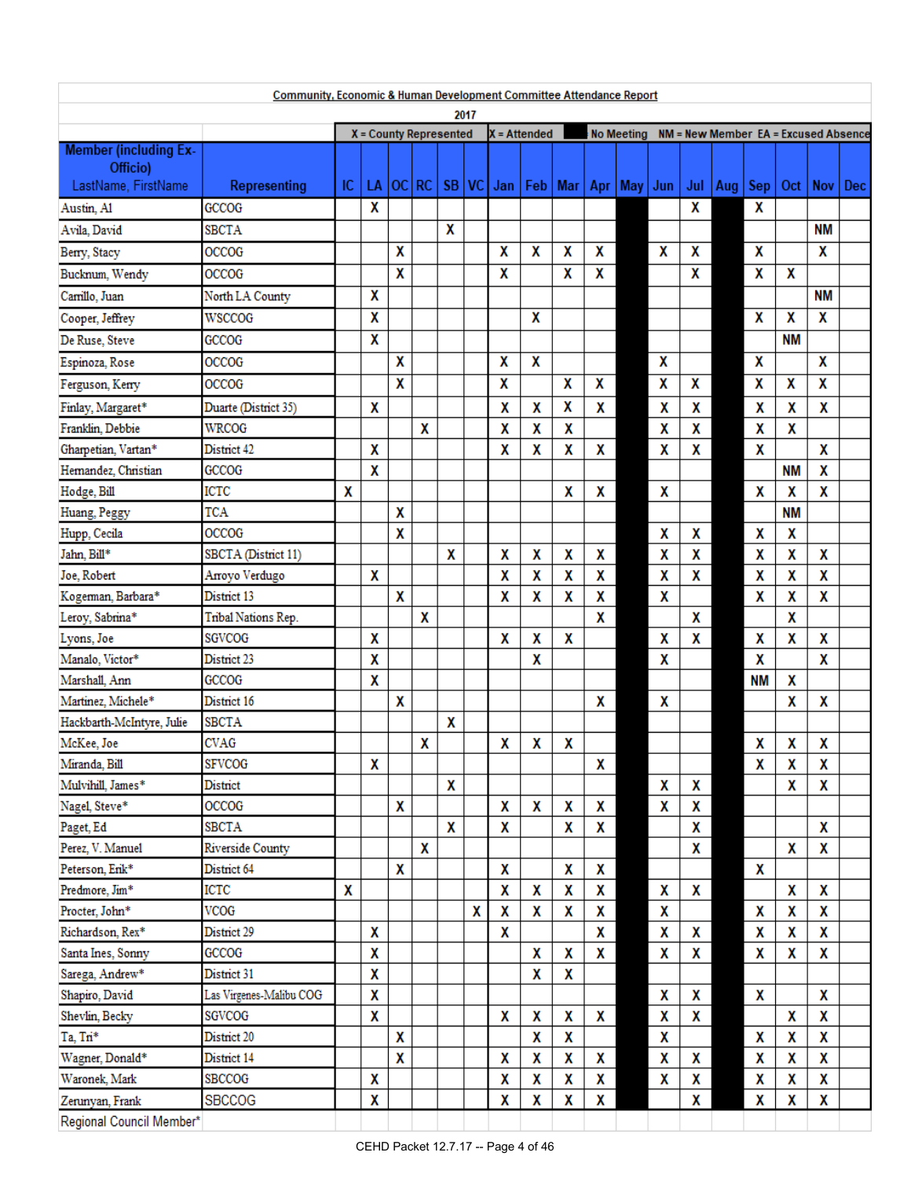**Community, Economic & Human Development Committee Attendance Report**

**2017**

X = County Represented | X = Attended | ■ No Meeting | NM = New Member | EA = Excused Absence

| Member (including Ex-Officio) LastName, FirstName | Representing | IC | LA | OC | RC | SB | VC | Jan | Feb | Mar | Apr | May | Jun | Jul | Aug | Sep | Oct | Nov | Dec |
|---|---|---|---|---|---|---|---|---|---|---|---|---|---|---|---|---|---|---|---|
| Austin, Al | GCCOG | | X | | | | | | | | | | | X | | X | | | |
| Avila, David | SBCTA | | | | | X | | | | | | | | | | | | NM | |
| Berry, Stacy | OCCOG | | | X | | | | X | X | X | X | | X | X | | X | | X | |
| Bucknum, Wendy | OCCOG | | | X | | | | X | | X | X | | | X | | X | X | | |
| Carrillo, Juan | North LA County | | X | | | | | | | | | | | | | | | NM | |
| Cooper, Jeffrey | WSCCOG | | X | | | | | | X | | | | | | | X | X | X | |
| De Ruse, Steve | GCCOG | | X | | | | | | | | | | | | | | NM | | |
| Espinoza, Rose | OCCOG | | | X | | | | X | X | | | | X | | | X | | X | |
| Ferguson, Kerry | OCCOG | | | X | | | | X | | X | X | | X | X | | X | X | X | |
| Finlay, Margaret* | Duarte (District 35) | | X | | | | | X | X | X | X | | X | X | | X | X | X | |
| Franklin, Debbie | WRCOG | | | | X | | | X | X | X | | | X | X | | X | X | | |
| Gharpetian, Vartan* | District 42 | | X | | | | | X | X | X | X | | X | X | | X | | X | |
| Hernandez, Christian | GCCOG | | X | | | | | | | | | | | | | | NM | X | |
| Hodge, Bill | ICTC | X | | | | | | | | X | X | | X | | | X | X | X | |
| Huang, Peggy | TCA | | | X | | | | | | | | | | | | | NM | | |
| Hupp, Cecilia | OCCOG | | | X | | | | | | | | | X | X | | X | X | | |
| Jahn, Bill* | SBCTA (District 11) | | | | | X | | X | X | X | X | | X | X | | X | X | X | |
| Joe, Robert | Arroyo Verdugo | | X | | | | | X | X | X | X | | X | X | | X | X | X | |
| Kogerman, Barbara* | District 13 | | | X | | | | X | X | X | X | | X | | | X | X | X | |
| Leroy, Sabrina* | Tribal Nations Rep. | | | | X | | | | | | X | | | X | | | X | | |
| Lyons, Joe | SGVCOG | | X | | | | | X | X | X | | | X | X | | X | X | X | |
| Manalo, Victor* | District 23 | | X | | | | | | X | | | | X | | | X | | X | |
| Marshall, Ann | GCCOG | | X | | | | | | | | | | | | | NM | X | | |
| Martinez, Michele* | District 16 | | | X | | | | | | | X | | X | | | | X | X | |
| Hackbarth-McIntyre, Julie | SBCTA | | | | | X | | | | | | | | | | | | | |
| McKee, Joe | CVAG | | | | X | | | X | X | X | | | | | | X | X | X | |
| Miranda, Bill | SFVCOG | | X | | | | | | | | X | | | | | X | X | X | |
| Mulvihill, James* | District | | | | | X | | | | | | | X | X | | | X | X | |
| Nagel, Steve* | OCCOG | | | X | | | | X | X | X | X | | X | X | | | | | |
| Paget, Ed | SBCTA | | | | | X | | X | | X | X | | | X | | | | X | |
| Perez, V. Manuel | Riverside County | | | | X | | | | | | | | | X | | | X | X | |
| Peterson, Erik* | District 64 | | | X | | | | X | | X | X | | | | | X | | | |
| Predmore, Jim* | ICTC | X | | | | | | X | X | X | X | | X | X | | | X | X | |
| Procter, John* | VCOG | | | | | | X | X | X | X | X | | X | | | X | X | X | |
| Richardson, Rex* | District 29 | | X | | | | | X | | | X | | X | X | | X | X | X | |
| Santa Ines, Sonny | GCCOG | | X | | | | | | X | X | X | | X | X | | X | X | X | |
| Sarega, Andrew* | District 31 | | X | | | | | | X | X | | | | | | | | | |
| Shapiro, David | Las Virgenes-Malibu COG | | X | | | | | | | | | | X | X | | X | | X | |
| Shevlin, Becky | SGVCOG | | X | | | | | X | X | X | X | | X | X | | | X | X | |
| Ta, Tri* | District 20 | | | X | | | | | X | X | | | X | | | X | X | X | |
| Wagner, Donald* | District 14 | | | X | | | | X | X | X | X | | X | X | | X | X | X | |
| Waronek, Mark | SBCCOG | | X | | | | | X | X | X | X | | X | X | | X | X | X | |
| Zerunyan, Frank | SBCCOG | | X | | | | | X | X | X | X | | | X | | X | X | X | |

Regional Council Member*